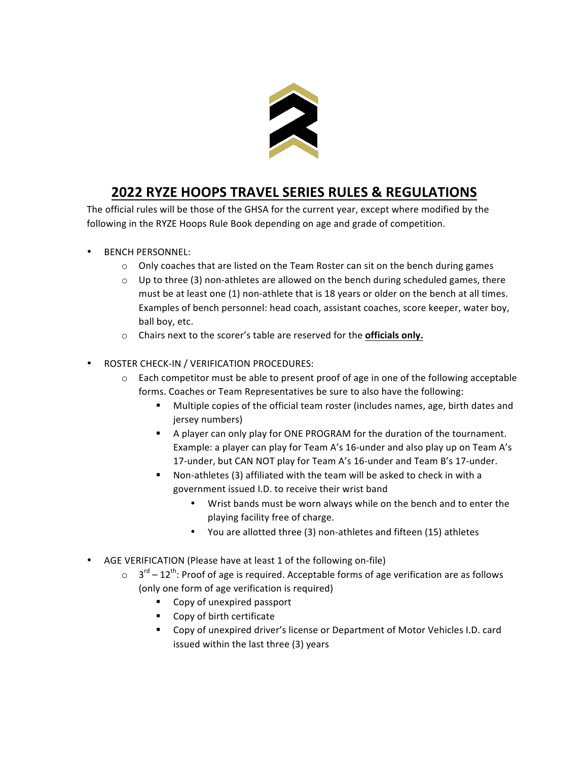# 2022 RYZE HOOPS TRAVEL SERIES RULES & REGULATIONS

The official rules will be those of the GHSA for the current year, except where modified by the following in the RYZE Hoops Rule Book depending on age and grade of competition.

- BENCH PERSONNEL:
  - Only coaches that are listed on the Team Roster can sit on the bench during games
  - Up to three (3) non-athletes are allowed on the bench during scheduled games, there must be at least one (1) non-athlete that is 18 years or older on the bench at all times. Examples of bench personnel: head coach, assistant coaches, score keeper, water boy, ball boy, etc.
  - Chairs next to the scorer's table are reserved for the **officials only.**

- ROSTER CHECK-IN / VERIFICATION PROCEDURES:
  - Each competitor must be able to present proof of age in one of the following acceptable forms. Coaches or Team Representatives be sure to also have the following:
    - Multiple copies of the official team roster (includes names, age, birth dates and jersey numbers)
    - A player can only play for ONE PROGRAM for the duration of the tournament. Example: a player can play for Team A's 16-under and also play up on Team A's 17-under, but CAN NOT play for Team A's 16-under and Team B's 17-under.
    - Non-athletes (3) affiliated with the team will be asked to check in with a government issued I.D. to receive their wrist band
      - Wrist bands must be worn always while on the bench and to enter the playing facility free of charge.
      - You are allotted three (3) non-athletes and fifteen (15) athletes

- AGE VERIFICATION (Please have at least 1 of the following on-file)
  - 3rd – 12th: Proof of age is required. Acceptable forms of age verification are as follows (only one form of age verification is required)
    - Copy of unexpired passport
    - Copy of birth certificate
    - Copy of unexpired driver's license or Department of Motor Vehicles I.D. card issued within the last three (3) years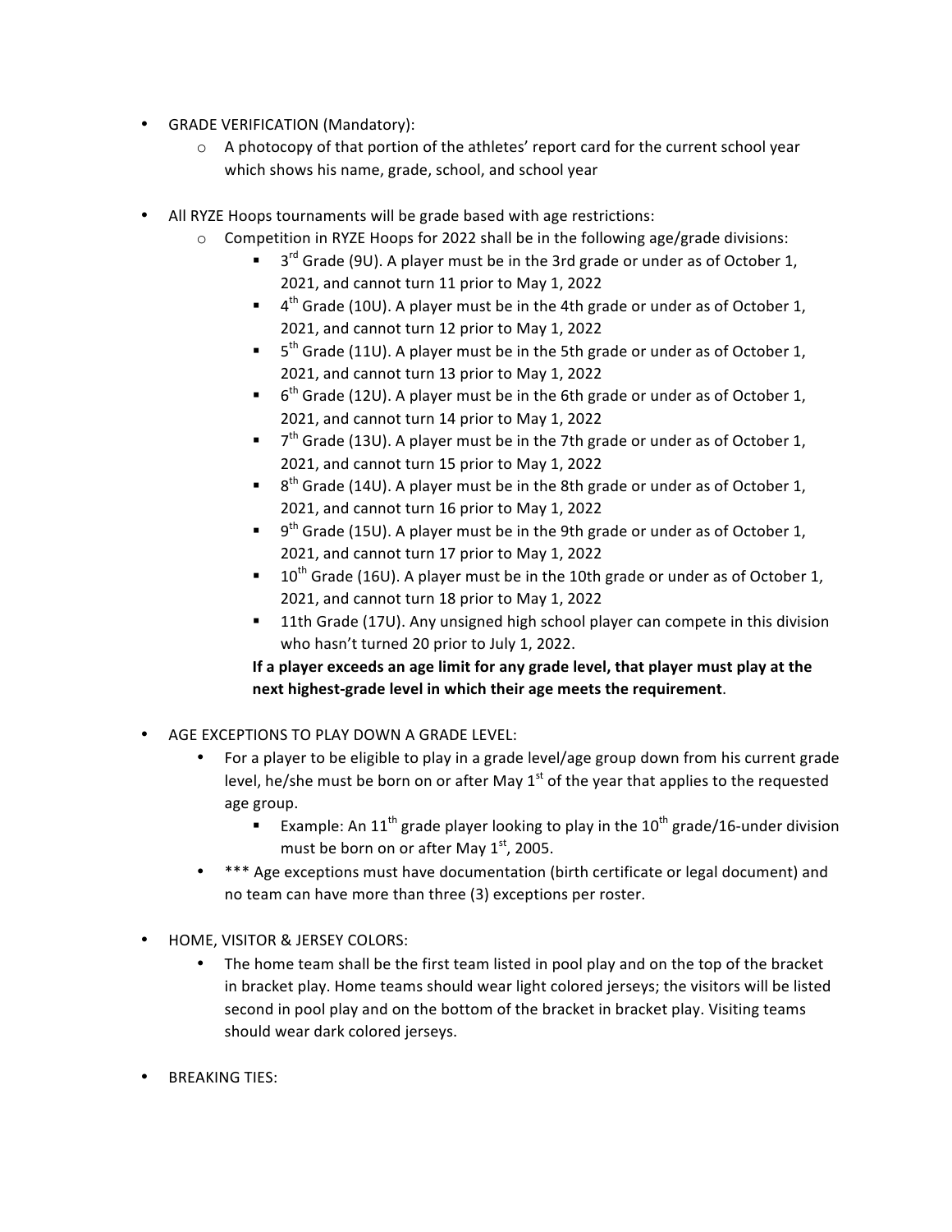- GRADE VERIFICATION (Mandatory):
  - A photocopy of that portion of the athletes' report card for the current school year which shows his name, grade, school, and school year

- All RYZE Hoops tournaments will be grade based with age restrictions:
  - Competition in RYZE Hoops for 2022 shall be in the following age/grade divisions:
    - 3rd Grade (9U). A player must be in the 3rd grade or under as of October 1, 2021, and cannot turn 11 prior to May 1, 2022
    - 4th Grade (10U). A player must be in the 4th grade or under as of October 1, 2021, and cannot turn 12 prior to May 1, 2022
    - 5th Grade (11U). A player must be in the 5th grade or under as of October 1, 2021, and cannot turn 13 prior to May 1, 2022
    - 6th Grade (12U). A player must be in the 6th grade or under as of October 1, 2021, and cannot turn 14 prior to May 1, 2022
    - 7th Grade (13U). A player must be in the 7th grade or under as of October 1, 2021, and cannot turn 15 prior to May 1, 2022
    - 8th Grade (14U). A player must be in the 8th grade or under as of October 1, 2021, and cannot turn 16 prior to May 1, 2022
    - 9th Grade (15U). A player must be in the 9th grade or under as of October 1, 2021, and cannot turn 17 prior to May 1, 2022
    - 10th Grade (16U). A player must be in the 10th grade or under as of October 1, 2021, and cannot turn 18 prior to May 1, 2022
    - 11th Grade (17U). Any unsigned high school player can compete in this division who hasn't turned 20 prior to July 1, 2022.

    **If a player exceeds an age limit for any grade level, that player must play at the next highest-grade level in which their age meets the requirement**.

- AGE EXCEPTIONS TO PLAY DOWN A GRADE LEVEL:
  - For a player to be eligible to play in a grade level/age group down from his current grade level, he/she must be born on or after May 1st of the year that applies to the requested age group.
    - Example: An 11th grade player looking to play in the 10th grade/16-under division must be born on or after May 1st, 2005.
  - *** Age exceptions must have documentation (birth certificate or legal document) and no team can have more than three (3) exceptions per roster.

- HOME, VISITOR & JERSEY COLORS:
  - The home team shall be the first team listed in pool play and on the top of the bracket in bracket play. Home teams should wear light colored jerseys; the visitors will be listed second in pool play and on the bottom of the bracket in bracket play. Visiting teams should wear dark colored jerseys.

- BREAKING TIES: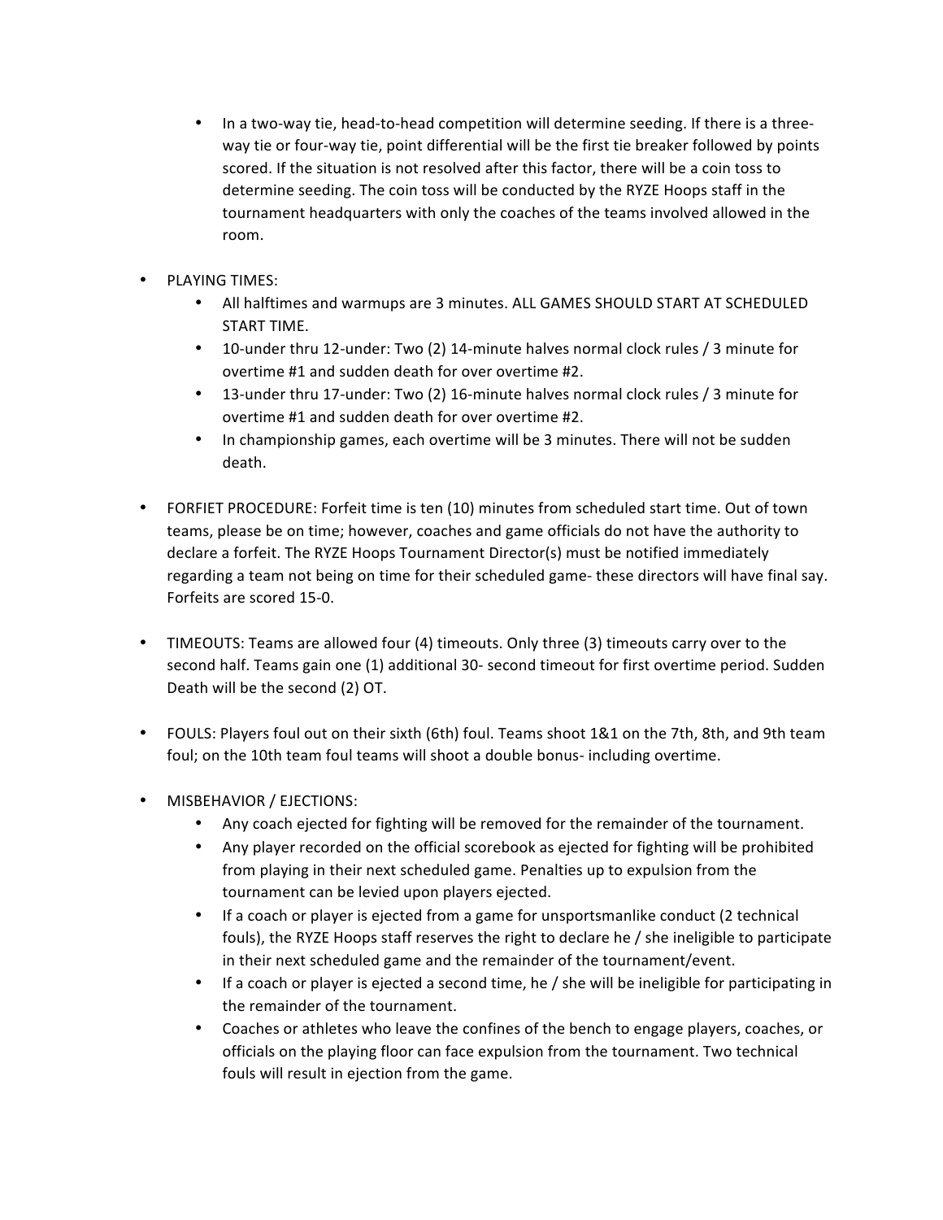- In a two-way tie, head-to-head competition will determine seeding. If there is a three-way tie or four-way tie, point differential will be the first tie breaker followed by points scored. If the situation is not resolved after this factor, there will be a coin toss to determine seeding. The coin toss will be conducted by the RYZE Hoops staff in the tournament headquarters with only the coaches of the teams involved allowed in the room.

- PLAYING TIMES:
  - All halftimes and warmups are 3 minutes. ALL GAMES SHOULD START AT SCHEDULED START TIME.
  - 10-under thru 12-under: Two (2) 14-minute halves normal clock rules / 3 minute for overtime #1 and sudden death for over overtime #2.
  - 13-under thru 17-under: Two (2) 16-minute halves normal clock rules / 3 minute for overtime #1 and sudden death for over overtime #2.
  - In championship games, each overtime will be 3 minutes. There will not be sudden death.

- FORFIET PROCEDURE: Forfeit time is ten (10) minutes from scheduled start time. Out of town teams, please be on time; however, coaches and game officials do not have the authority to declare a forfeit. The RYZE Hoops Tournament Director(s) must be notified immediately regarding a team not being on time for their scheduled game- these directors will have final say. Forfeits are scored 15-0.

- TIMEOUTS: Teams are allowed four (4) timeouts. Only three (3) timeouts carry over to the second half. Teams gain one (1) additional 30- second timeout for first overtime period. Sudden Death will be the second (2) OT.

- FOULS: Players foul out on their sixth (6th) foul. Teams shoot 1&1 on the 7th, 8th, and 9th team foul; on the 10th team foul teams will shoot a double bonus- including overtime.

- MISBEHAVIOR / EJECTIONS:
  - Any coach ejected for fighting will be removed for the remainder of the tournament.
  - Any player recorded on the official scorebook as ejected for fighting will be prohibited from playing in their next scheduled game. Penalties up to expulsion from the tournament can be levied upon players ejected.
  - If a coach or player is ejected from a game for unsportsmanlike conduct (2 technical fouls), the RYZE Hoops staff reserves the right to declare he / she ineligible to participate in their next scheduled game and the remainder of the tournament/event.
  - If a coach or player is ejected a second time, he / she will be ineligible for participating in the remainder of the tournament.
  - Coaches or athletes who leave the confines of the bench to engage players, coaches, or officials on the playing floor can face expulsion from the tournament. Two technical fouls will result in ejection from the game.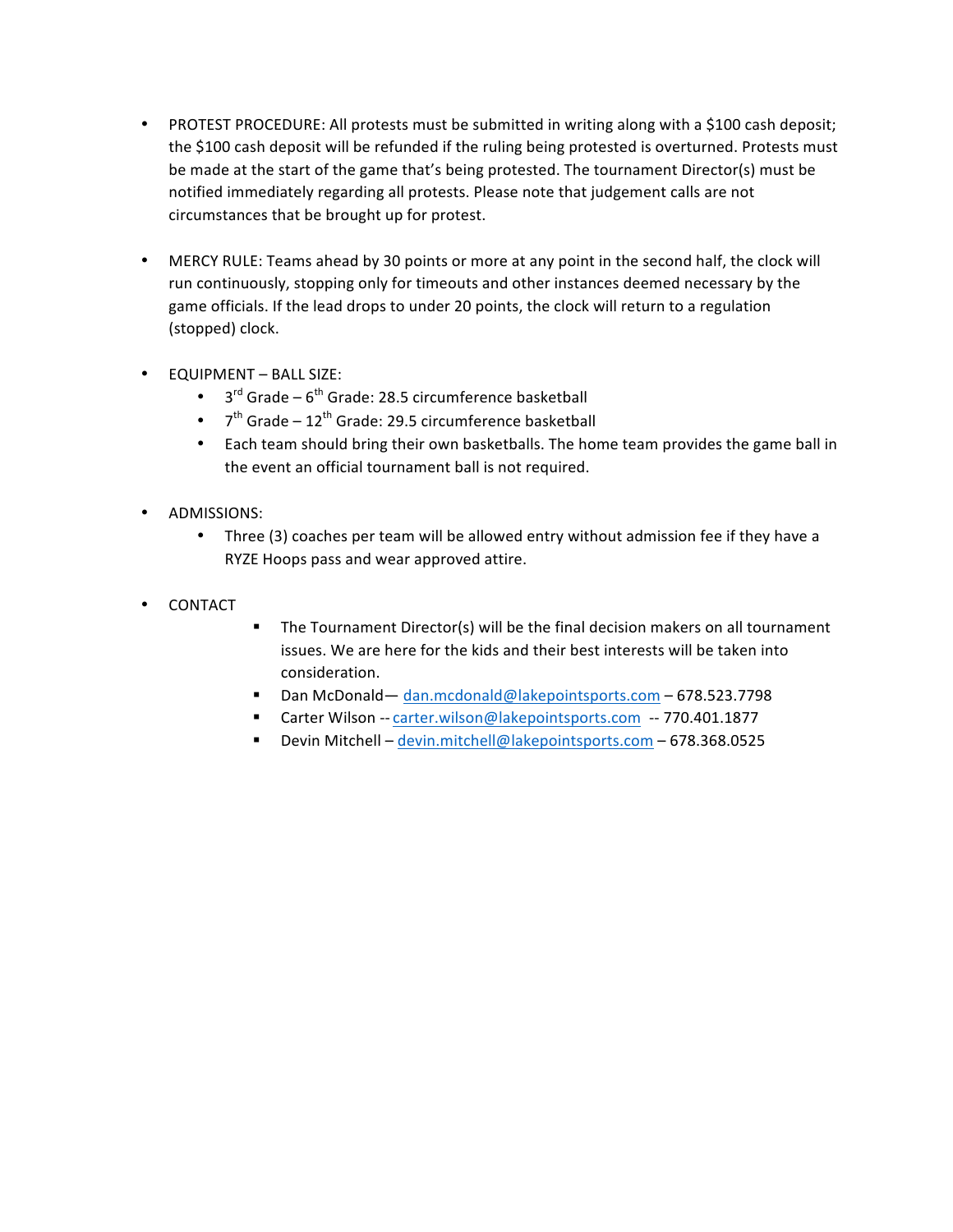- PROTEST PROCEDURE: All protests must be submitted in writing along with a $100 cash deposit; the $100 cash deposit will be refunded if the ruling being protested is overturned. Protests must be made at the start of the game that's being protested. The tournament Director(s) must be notified immediately regarding all protests. Please note that judgement calls are not circumstances that be brought up for protest.

- MERCY RULE: Teams ahead by 30 points or more at any point in the second half, the clock will run continuously, stopping only for timeouts and other instances deemed necessary by the game officials. If the lead drops to under 20 points, the clock will return to a regulation (stopped) clock.

- EQUIPMENT – BALL SIZE:
  - 3rd Grade – 6th Grade: 28.5 circumference basketball
  - 7th Grade – 12th Grade: 29.5 circumference basketball
  - Each team should bring their own basketballs. The home team provides the game ball in the event an official tournament ball is not required.

- ADMISSIONS:
  - Three (3) coaches per team will be allowed entry without admission fee if they have a RYZE Hoops pass and wear approved attire.

- CONTACT
  - The Tournament Director(s) will be the final decision makers on all tournament issues. We are here for the kids and their best interests will be taken into consideration.
  - Dan McDonald— dan.mcdonald@lakepointsports.com – 678.523.7798
  - Carter Wilson -- carter.wilson@lakepointsports.com -- 770.401.1877
  - Devin Mitchell – devin.mitchell@lakepointsports.com – 678.368.0525